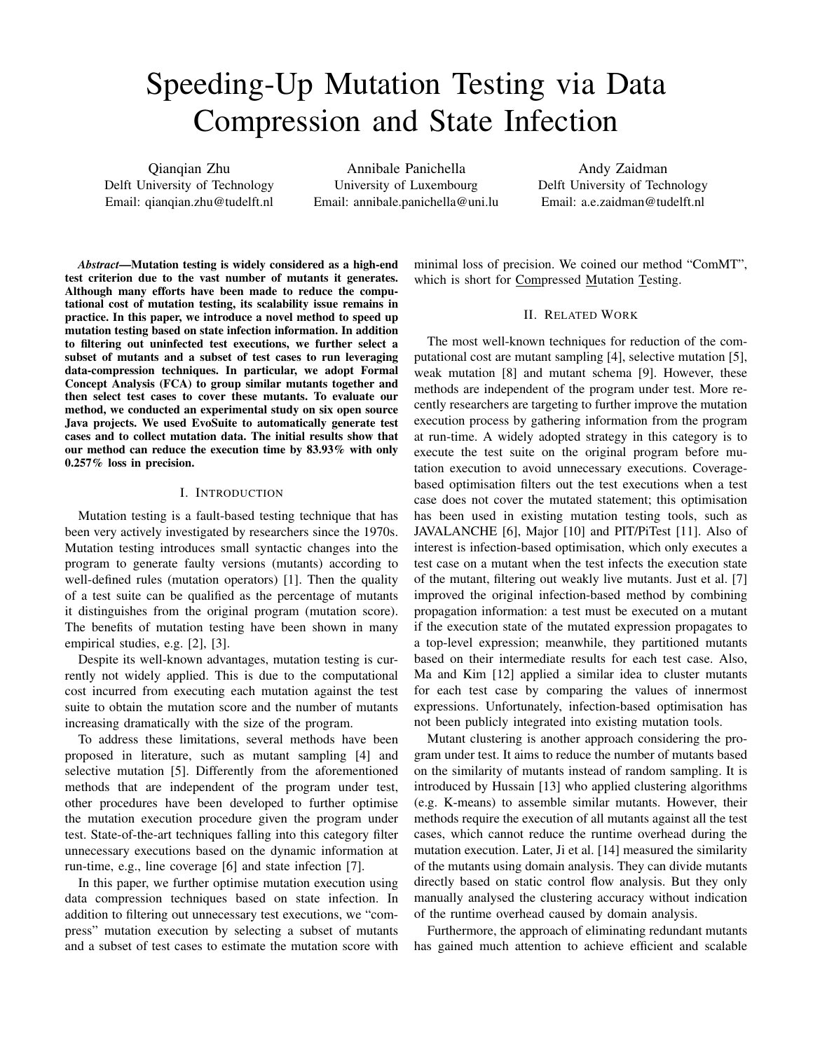# Speeding-Up Mutation Testing via Data Compression and State Infection

Qianqian Zhu
Delft University of Technology
Email: qianqian.zhu@tudelft.nl

Annibale Panichella
University of Luxembourg
Email: annibale.panichella@uni.lu

Andy Zaidman
Delft University of Technology
Email: a.e.zaidman@tudelft.nl

***Abstract*—Mutation testing is widely considered as a high-end test criterion due to the vast number of mutants it generates. Although many efforts have been made to reduce the computational cost of mutation testing, its scalability issue remains in practice. In this paper, we introduce a novel method to speed up mutation testing based on state infection information. In addition to filtering out uninfected test executions, we further select a subset of mutants and a subset of test cases to run leveraging data-compression techniques. In particular, we adopt Formal Concept Analysis (FCA) to group similar mutants together and then select test cases to cover these mutants. To evaluate our method, we conducted an experimental study on six open source Java projects. We used EvoSuite to automatically generate test cases and to collect mutation data. The initial results show that our method can reduce the execution time by 83.93% with only 0.257% loss in precision.**

## I. Introduction

Mutation testing is a fault-based testing technique that has been very actively investigated by researchers since the 1970s. Mutation testing introduces small syntactic changes into the program to generate faulty versions (mutants) according to well-defined rules (mutation operators) [1]. Then the quality of a test suite can be qualified as the percentage of mutants it distinguishes from the original program (mutation score). The benefits of mutation testing have been shown in many empirical studies, e.g. [2], [3].

Despite its well-known advantages, mutation testing is currently not widely applied. This is due to the computational cost incurred from executing each mutation against the test suite to obtain the mutation score and the number of mutants increasing dramatically with the size of the program.

To address these limitations, several methods have been proposed in literature, such as mutant sampling [4] and selective mutation [5]. Differently from the aforementioned methods that are independent of the program under test, other procedures have been developed to further optimise the mutation execution procedure given the program under test. State-of-the-art techniques falling into this category filter unnecessary executions based on the dynamic information at run-time, e.g., line coverage [6] and state infection [7].

In this paper, we further optimise mutation execution using data compression techniques based on state infection. In addition to filtering out unnecessary test executions, we "compress" mutation execution by selecting a subset of mutants and a subset of test cases to estimate the mutation score with minimal loss of precision. We coined our method "ComMT", which is short for Compressed Mutation Testing.

## II. Related Work

The most well-known techniques for reduction of the computational cost are mutant sampling [4], selective mutation [5], weak mutation [8] and mutant schema [9]. However, these methods are independent of the program under test. More recently researchers are targeting to further improve the mutation execution process by gathering information from the program at run-time. A widely adopted strategy in this category is to execute the test suite on the original program before mutation execution to avoid unnecessary executions. Coverage-based optimisation filters out the test executions when a test case does not cover the mutated statement; this optimisation has been used in existing mutation testing tools, such as JAVALANCHE [6], Major [10] and PIT/PiTest [11]. Also of interest is infection-based optimisation, which only executes a test case on a mutant when the test infects the execution state of the mutant, filtering out weakly live mutants. Just et al. [7] improved the original infection-based method by combining propagation information: a test must be executed on a mutant if the execution state of the mutated expression propagates to a top-level expression; meanwhile, they partitioned mutants based on their intermediate results for each test case. Also, Ma and Kim [12] applied a similar idea to cluster mutants for each test case by comparing the values of innermost expressions. Unfortunately, infection-based optimisation has not been publicly integrated into existing mutation tools.

Mutant clustering is another approach considering the program under test. It aims to reduce the number of mutants based on the similarity of mutants instead of random sampling. It is introduced by Hussain [13] who applied clustering algorithms (e.g. K-means) to assemble similar mutants. However, their methods require the execution of all mutants against all the test cases, which cannot reduce the runtime overhead during the mutation execution. Later, Ji et al. [14] measured the similarity of the mutants using domain analysis. They can divide mutants directly based on static control flow analysis. But they only manually analysed the clustering accuracy without indication of the runtime overhead caused by domain analysis.

Furthermore, the approach of eliminating redundant mutants has gained much attention to achieve efficient and scalable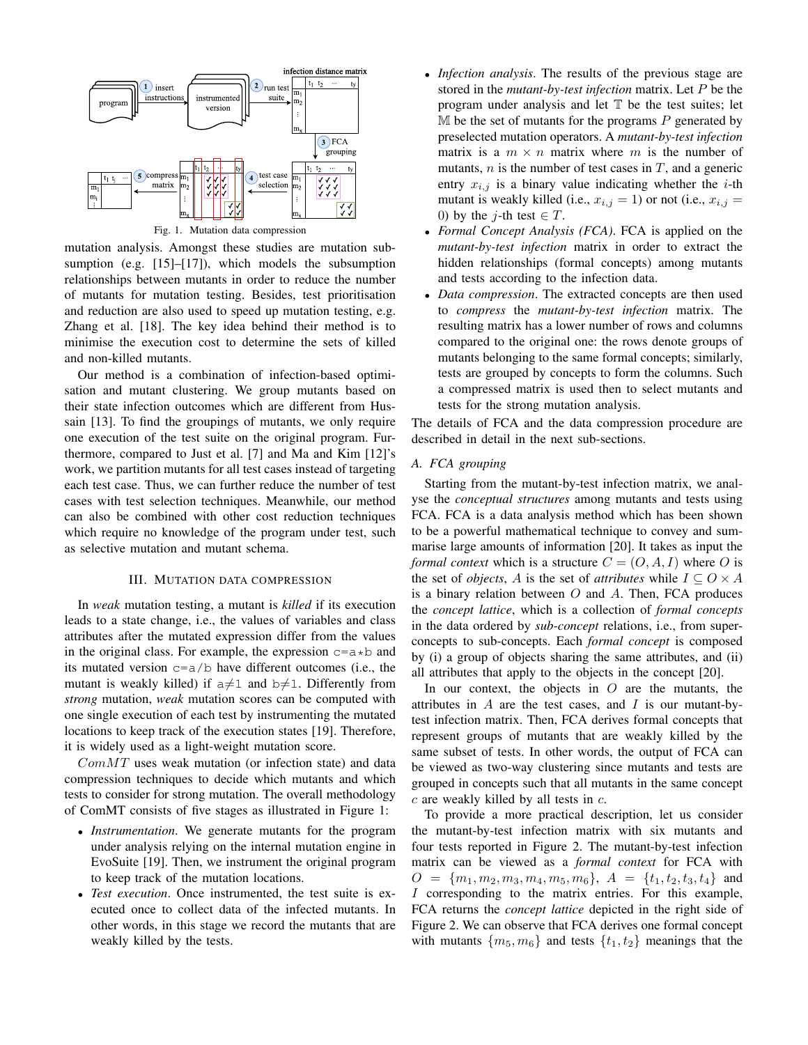Fig. 1. Mutation data compression

mutation analysis. Amongst these studies are mutation subsumption (e.g. [15]–[17]), which models the subsumption relationships between mutants in order to reduce the number of mutants for mutation testing. Besides, test prioritisation and reduction are also used to speed up mutation testing, e.g. Zhang et al. [18]. The key idea behind their method is to minimise the execution cost to determine the sets of killed and non-killed mutants.

Our method is a combination of infection-based optimisation and mutant clustering. We group mutants based on their state infection outcomes which are different from Hussain [13]. To find the groupings of mutants, we only require one execution of the test suite on the original program. Furthermore, compared to Just et al. [7] and Ma and Kim [12]'s work, we partition mutants for all test cases instead of targeting each test case. Thus, we can further reduce the number of test cases with test selection techniques. Meanwhile, our method can also be combined with other cost reduction techniques which require no knowledge of the program under test, such as selective mutation and mutant schema.

## III. Mutation data compression

In *weak* mutation testing, a mutant is *killed* if its execution leads to a state change, i.e., the values of variables and class attributes after the mutated expression differ from the values in the original class. For example, the expression `c=a*b` and its mutated version `c=a/b` have different outcomes (i.e., the mutant is weakly killed) if `a≠1` and `b≠1`. Differently from *strong* mutation, *weak* mutation scores can be computed with one single execution of each test by instrumenting the mutated locations to keep track of the execution states [19]. Therefore, it is widely used as a light-weight mutation score.

$ComMT$ uses weak mutation (or infection state) and data compression techniques to decide which mutants and which tests to consider for strong mutation. The overall methodology of ComMT consists of five stages as illustrated in Figure 1:

- *Instrumentation*. We generate mutants for the program under analysis relying on the internal mutation engine in EvoSuite [19]. Then, we instrument the original program to keep track of the mutation locations.
- *Test execution*. Once instrumented, the test suite is executed once to collect data of the infected mutants. In other words, in this stage we record the mutants that are weakly killed by the tests.
- *Infection analysis*. The results of the previous stage are stored in the *mutant-by-test infection* matrix. Let $P$ be the program under analysis and let $\mathbb{T}$ be the test suites; let $\mathbb{M}$ be the set of mutants for the programs $P$ generated by preselected mutation operators. A *mutant-by-test infection* matrix is a $m \times n$ matrix where $m$ is the number of mutants, $n$ is the number of test cases in $T$, and a generic entry $x_{i,j}$ is a binary value indicating whether the $i$-th mutant is weakly killed (i.e., $x_{i,j} = 1$) or not (i.e., $x_{i,j} = 0$) by the $j$-th test $\in T$.
- *Formal Concept Analysis (FCA)*. FCA is applied on the *mutant-by-test infection* matrix in order to extract the hidden relationships (formal concepts) among mutants and tests according to the infection data.
- *Data compression*. The extracted concepts are then used to *compress* the *mutant-by-test infection* matrix. The resulting matrix has a lower number of rows and columns compared to the original one: the rows denote groups of mutants belonging to the same formal concepts; similarly, tests are grouped by concepts to form the columns. Such a compressed matrix is used then to select mutants and tests for the strong mutation analysis.

The details of FCA and the data compression procedure are described in detail in the next sub-sections.

### A. FCA grouping

Starting from the mutant-by-test infection matrix, we analyse the *conceptual structures* among mutants and tests using FCA. FCA is a data analysis method which has been shown to be a powerful mathematical technique to convey and summarise large amounts of information [20]. It takes as input the *formal context* which is a structure $C = (O, A, I)$ where $O$ is the set of *objects*, $A$ is the set of *attributes* while $I \subseteq O \times A$ is a binary relation between $O$ and $A$. Then, FCA produces the *concept lattice*, which is a collection of *formal concepts* in the data ordered by *sub-concept* relations, i.e., from super-concepts to sub-concepts. Each *formal concept* is composed by (i) a group of objects sharing the same attributes, and (ii) all attributes that apply to the objects in the concept [20].

In our context, the objects in $O$ are the mutants, the attributes in $A$ are the test cases, and $I$ is our mutant-by-test infection matrix. Then, FCA derives formal concepts that represent groups of mutants that are weakly killed by the same subset of tests. In other words, the output of FCA can be viewed as two-way clustering since mutants and tests are grouped in concepts such that all mutants in the same concept $c$ are weakly killed by all tests in $c$.

To provide a more practical description, let us consider the mutant-by-test infection matrix with six mutants and four tests reported in Figure 2. The mutant-by-test infection matrix can be viewed as a *formal context* for FCA with $O = \{m_1, m_2, m_3, m_4, m_5, m_6\}$, $A = \{t_1, t_2, t_3, t_4\}$ and $I$ corresponding to the matrix entries. For this example, FCA returns the *concept lattice* depicted in the right side of Figure 2. We can observe that FCA derives one formal concept with mutants $\{m_5, m_6\}$ and tests $\{t_1, t_2\}$ meanings that the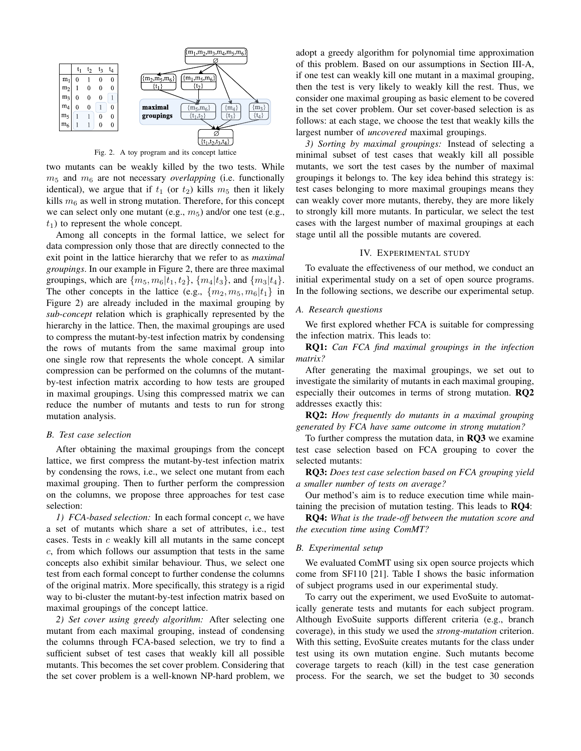|  | $t_1$ | $t_2$ | $t_3$ | $t_4$ |
| --- | --- | --- | --- | --- |
| $m_1$ | 0 | 1 | 0 | 0 |
| $m_2$ | 1 | 0 | 0 | 0 |
| $m_3$ | 0 | 0 | 0 | 1 |
| $m_4$ | 0 | 0 | 1 | 0 |
| $m_5$ | 1 | 1 | 0 | 0 |
| $m_6$ | 1 | 1 | 0 | 0 |

{m1,m2,m3,m4,m5,m6}
∅
{m2,m5,m6}
{t1}
{m1,m5,m6}
{t2}
maximal
groupings
{m5,m6}
{t1,t2}
{m4}
{t3}
{m3}
{t4}
∅
{t1,t2,t3,t4}

Fig. 2. A toy program and its concept lattice

two mutants can be weakly killed by the two tests. While $m_5$ and $m_6$ are not necessary *overlapping* (i.e. functionally identical), we argue that if $t_1$ (or $t_2$) kills $m_5$ then it likely kills $m_6$ as well in strong mutation. Therefore, for this concept we can select only one mutant (e.g., $m_5$) and/or one test (e.g., $t_1$) to represent the whole concept.

Among all concepts in the formal lattice, we select for data compression only those that are directly connected to the exit point in the lattice hierarchy that we refer to as *maximal groupings*. In our example in Figure 2, there are three maximal groupings, which are $\{m_5, m_6|t_1, t_2\}$, $\{m_4|t_3\}$, and $\{m_3|t_4\}$. The other concepts in the lattice (e.g., $\{m_2, m_5, m_6|t_1\}$ in Figure 2) are already included in the maximal grouping by *sub-concept* relation which is graphically represented by the hierarchy in the lattice. Then, the maximal groupings are used to compress the mutant-by-test infection matrix by condensing the rows of mutants from the same maximal group into one single row that represents the whole concept. A similar compression can be performed on the columns of the mutant-by-test infection matrix according to how tests are grouped in maximal groupings. Using this compressed matrix we can reduce the number of mutants and tests to run for strong mutation analysis.

### B. Test case selection

After obtaining the maximal groupings from the concept lattice, we first compress the mutant-by-test infection matrix by condensing the rows, i.e., we select one mutant from each maximal grouping. Then to further perform the compression on the columns, we propose three approaches for test case selection:

*1) FCA-based selection:* In each formal concept $c$, we have a set of mutants which share a set of attributes, i.e., test cases. Tests in $c$ weakly kill all mutants in the same concept $c$, from which follows our assumption that tests in the same concepts also exhibit similar behaviour. Thus, we select one test from each formal concept to further condense the columns of the original matrix. More specifically, this strategy is a rigid way to bi-cluster the mutant-by-test infection matrix based on maximal groupings of the concept lattice.

*2) Set cover using greedy algorithm:* After selecting one mutant from each maximal grouping, instead of condensing the columns through FCA-based selection, we try to find a sufficient subset of test cases that weakly kill all possible mutants. This becomes the set cover problem. Considering that the set cover problem is a well-known NP-hard problem, we adopt a greedy algorithm for polynomial time approximation of this problem. Based on our assumptions in Section III-A, if one test can weakly kill one mutant in a maximal grouping, then the test is very likely to weakly kill the rest. Thus, we consider one maximal grouping as basic element to be covered in the set cover problem. Our set cover-based selection is as follows: at each stage, we choose the test that weakly kills the largest number of *uncovered* maximal groupings.

*3) Sorting by maximal groupings:* Instead of selecting a minimal subset of test cases that weakly kill all possible mutants, we sort the test cases by the number of maximal groupings it belongs to. The key idea behind this strategy is: test cases belonging to more maximal groupings means they can weakly cover more mutants, thereby, they are more likely to strongly kill more mutants. In particular, we select the test cases with the largest number of maximal groupings at each stage until all the possible mutants are covered.

## IV. Experimental study

To evaluate the effectiveness of our method, we conduct an initial experimental study on a set of open source programs. In the following sections, we describe our experimental setup.

### A. Research questions

We first explored whether FCA is suitable for compressing the infection matrix. This leads to:

**RQ1:** *Can FCA find maximal groupings in the infection matrix?*

After generating the maximal groupings, we set out to investigate the similarity of mutants in each maximal grouping, especially their outcomes in terms of strong mutation. **RQ2** addresses exactly this:

**RQ2:** *How frequently do mutants in a maximal grouping generated by FCA have same outcome in strong mutation?*

To further compress the mutation data, in **RQ3** we examine test case selection based on FCA grouping to cover the selected mutants:

**RQ3:** *Does test case selection based on FCA grouping yield a smaller number of tests on average?*

Our method's aim is to reduce execution time while maintaining the precision of mutation testing. This leads to **RQ4**:

**RQ4:** *What is the trade-off between the mutation score and the execution time using ComMT?*

### B. Experimental setup

We evaluated ComMT using six open source projects which come from SF110 [21]. Table I shows the basic information of subject programs used in our experimental study.

To carry out the experiment, we used EvoSuite to automatically generate tests and mutants for each subject program. Although EvoSuite supports different criteria (e.g., branch coverage), in this study we used the *strong-mutation* criterion. With this setting, EvoSuite creates mutants for the class under test using its own mutation engine. Such mutants become coverage targets to reach (kill) in the test case generation process. For the search, we set the budget to 30 seconds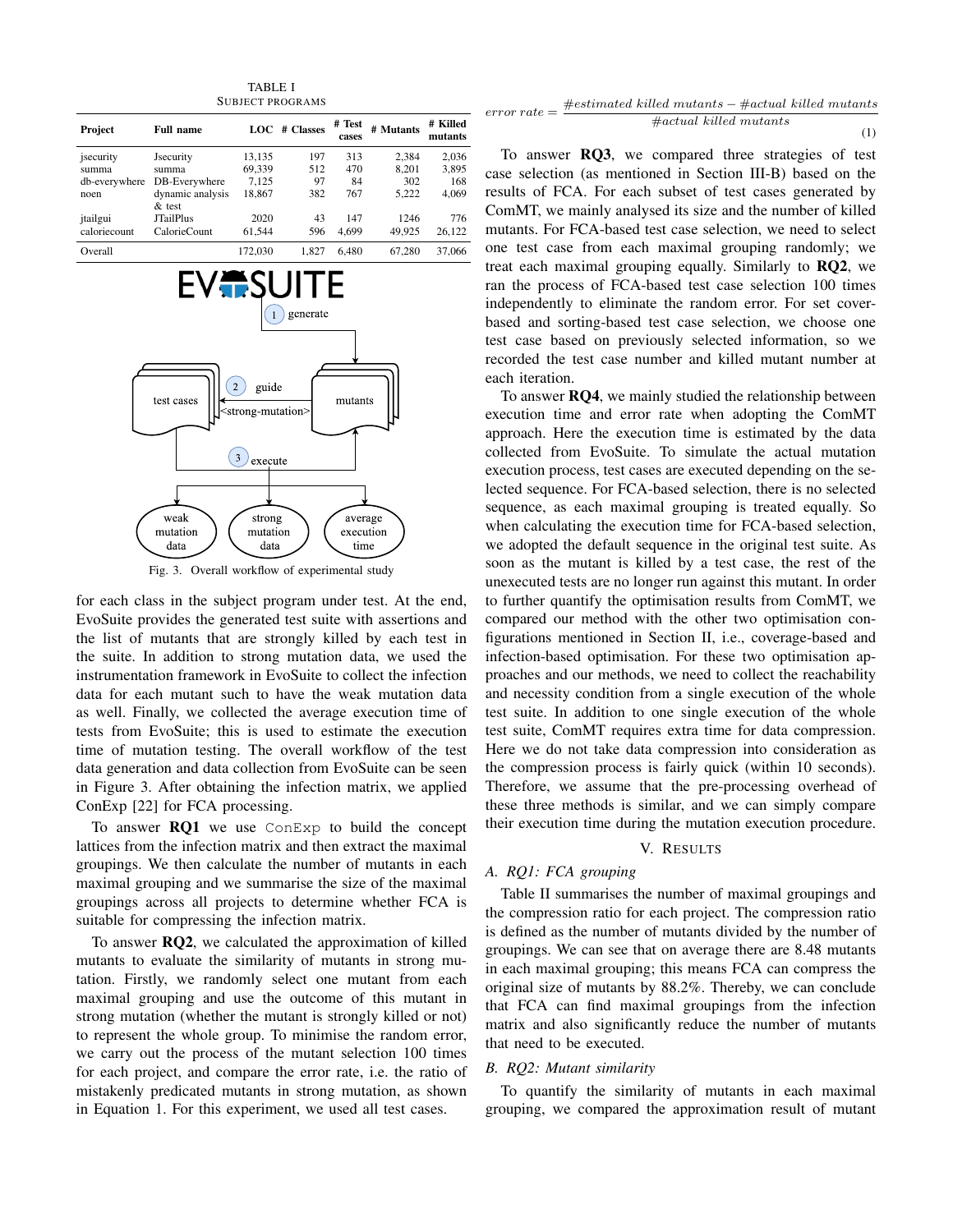TABLE I
SUBJECT PROGRAMS

| Project | Full name | LOC | # Classes | # Test cases | # Mutants | # Killed mutants |
|---|---|---|---|---|---|---|
| jsecurity | Jsecurity | 13,135 | 197 | 313 | 2,384 | 2,036 |
| summa | summa | 69,339 | 512 | 470 | 8,201 | 3,895 |
| db-everywhere | DB-Everywhere | 7,125 | 97 | 84 | 302 | 168 |
| noen | dynamic analysis & test | 18,867 | 382 | 767 | 5,222 | 4,069 |
| jtailgui | JTailPlus | 2020 | 43 | 147 | 1246 | 776 |
| caloriecount | CalorieCount | 61,544 | 596 | 4,699 | 49,925 | 26,122 |
| Overall | | 172,030 | 1,827 | 6,480 | 67,280 | 37,066 |

Fig. 3. Overall workflow of experimental study

for each class in the subject program under test. At the end, EvoSuite provides the generated test suite with assertions and the list of mutants that are strongly killed by each test in the suite. In addition to strong mutation data, we used the instrumentation framework in EvoSuite to collect the infection data for each mutant such to have the weak mutation data as well. Finally, we collected the average execution time of tests from EvoSuite; this is used to estimate the execution time of mutation testing. The overall workflow of the test data generation and data collection from EvoSuite can be seen in Figure 3. After obtaining the infection matrix, we applied ConExp [22] for FCA processing.

To answer **RQ1** we use `ConExp` to build the concept lattices from the infection matrix and then extract the maximal groupings. We then calculate the number of mutants in each maximal grouping and we summarise the size of the maximal groupings across all projects to determine whether FCA is suitable for compressing the infection matrix.

To answer **RQ2**, we calculated the approximation of killed mutants to evaluate the similarity of mutants in strong mutation. Firstly, we randomly select one mutant from each maximal grouping and use the outcome of this mutant in strong mutation (whether the mutant is strongly killed or not) to represent the whole group. To minimise the random error, we carry out the process of the mutant selection 100 times for each project, and compare the error rate, i.e. the ratio of mistakenly predicated mutants in strong mutation, as shown in Equation 1. For this experiment, we used all test cases.

$$error\ rate = \frac{\#estimated\ killed\ mutants - \#actual\ killed\ mutants}{\#actual\ killed\ mutants} \quad (1)$$

To answer **RQ3**, we compared three strategies of test case selection (as mentioned in Section III-B) based on the results of FCA. For each subset of test cases generated by ComMT, we mainly analysed its size and the number of killed mutants. For FCA-based test case selection, we need to select one test case from each maximal grouping randomly; we treat each maximal grouping equally. Similarly to **RQ2**, we ran the process of FCA-based test case selection 100 times independently to eliminate the random error. For set cover-based and sorting-based test case selection, we choose one test case based on previously selected information, so we recorded the test case number and killed mutant number at each iteration.

To answer **RQ4**, we mainly studied the relationship between execution time and error rate when adopting the ComMT approach. Here the execution time is estimated by the data collected from EvoSuite. To simulate the actual mutation execution process, test cases are executed depending on the selected sequence. For FCA-based selection, there is no selected sequence, as each maximal grouping is treated equally. So when calculating the execution time for FCA-based selection, we adopted the default sequence in the original test suite. As soon as the mutant is killed by a test case, the rest of the unexecuted tests are no longer run against this mutant. In order to further quantify the optimisation results from ComMT, we compared our method with the other two optimisation configurations mentioned in Section II, i.e., coverage-based and infection-based optimisation. For these two optimisation approaches and our methods, we need to collect the reachability and necessity condition from a single execution of the whole test suite. In addition to one single execution of the whole test suite, ComMT requires extra time for data compression. Here we do not take data compression into consideration as the compression process is fairly quick (within 10 seconds). Therefore, we assume that the pre-processing overhead of these three methods is similar, and we can simply compare their execution time during the mutation execution procedure.

## V. RESULTS

### A. RQ1: FCA grouping

Table II summarises the number of maximal groupings and the compression ratio for each project. The compression ratio is defined as the number of mutants divided by the number of groupings. We can see that on average there are 8.48 mutants in each maximal grouping; this means FCA can compress the original size of mutants by 88.2%. Thereby, we can conclude that FCA can find maximal groupings from the infection matrix and also significantly reduce the number of mutants that need to be executed.

### B. RQ2: Mutant similarity

To quantify the similarity of mutants in each maximal grouping, we compared the approximation result of mutant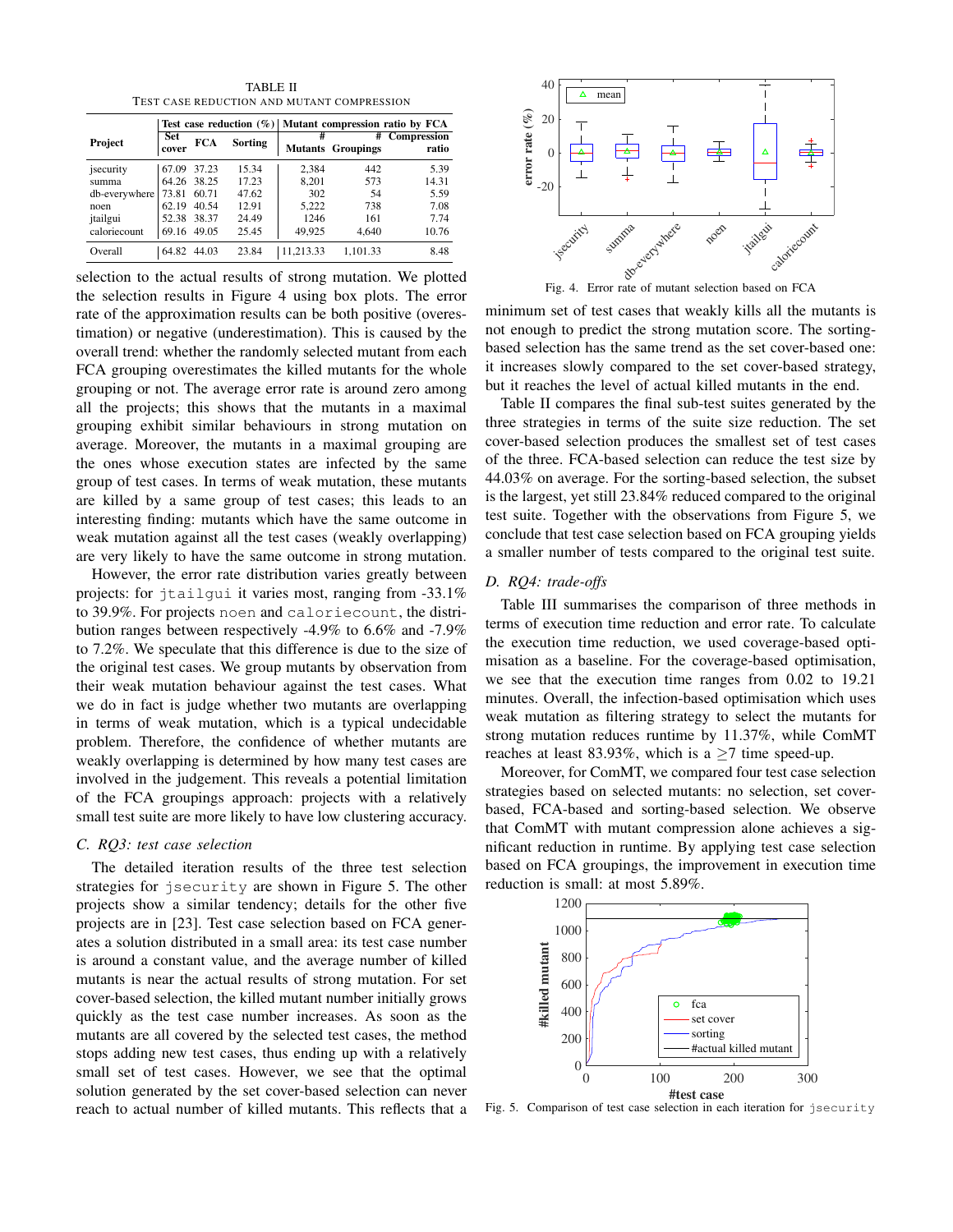TABLE II
TEST CASE REDUCTION AND MUTANT COMPRESSION

| Project | Test case reduction (%) | | | Mutant compression ratio by FCA | | |
|---|---|---|---|---|---|---|
| | Set cover | FCA | Sorting | # Mutants | # Groupings | Compression ratio |
| jsecurity | 67.09 | 37.23 | 15.34 | 2,384 | 442 | 5.39 |
| summa | 64.26 | 38.25 | 17.23 | 8,201 | 573 | 14.31 |
| db-everywhere | 73.81 | 60.71 | 47.62 | 302 | 54 | 5.59 |
| noen | 62.19 | 40.54 | 12.91 | 5,222 | 738 | 7.08 |
| jtailgui | 52.38 | 38.37 | 24.49 | 1246 | 161 | 7.74 |
| caloriecount | 69.16 | 49.05 | 25.45 | 49,925 | 4,640 | 10.76 |
| Overall | 64.82 | 44.03 | 23.84 | 11,213.33 | 1,101.33 | 8.48 |

selection to the actual results of strong mutation. We plotted the selection results in Figure 4 using box plots. The error rate of the approximation results can be both positive (overestimation) or negative (underestimation). This is caused by the overall trend: whether the randomly selected mutant from each FCA grouping overestimates the killed mutants for the whole grouping or not. The average error rate is around zero among all the projects; this shows that the mutants in a maximal grouping exhibit similar behaviours in strong mutation on average. Moreover, the mutants in a maximal grouping are the ones whose execution states are infected by the same group of test cases. In terms of weak mutation, these mutants are killed by a same group of test cases; this leads to an interesting finding: mutants which have the same outcome in weak mutation against all the test cases (weakly overlapping) are very likely to have the same outcome in strong mutation.

However, the error rate distribution varies greatly between projects: for `jtailgui` it varies most, ranging from -33.1% to 39.9%. For projects `noen` and `caloriecount`, the distribution ranges between respectively -4.9% to 6.6% and -7.9% to 7.2%. We speculate that this difference is due to the size of the original test cases. We group mutants by observation from their weak mutation behaviour against the test cases. What we do in fact is judge whether two mutants are overlapping in terms of weak mutation, which is a typical undecidable problem. Therefore, the confidence of whether mutants are weakly overlapping is determined by how many test cases are involved in the judgement. This reveals a potential limitation of the FCA groupings approach: projects with a relatively small test suite are more likely to have low clustering accuracy.

### C. RQ3: test case selection

The detailed iteration results of the three test selection strategies for `jsecurity` are shown in Figure 5. The other projects show a similar tendency; details for the other five projects are in [23]. Test case selection based on FCA generates a solution distributed in a small area: its test case number is around a constant value, and the average number of killed mutants is near the actual results of strong mutation. For set cover-based selection, the killed mutant number initially grows quickly as the test case number increases. As soon as the mutants are all covered by the selected test cases, the method stops adding new test cases, thus ending up with a relatively small set of test cases. However, we see that the optimal solution generated by the set cover-based selection can never reach to actual number of killed mutants. This reflects that a minimum set of test cases that weakly kills all the mutants is not enough to predict the strong mutation score. The sorting-based selection has the same trend as the set cover-based one: it increases slowly compared to the set cover-based strategy, but it reaches the level of actual killed mutants in the end.

40
20
0
-20
error rate (%)
mean
jsecurity
summa
db-everywhere
noen
jtailgui
caloriecount

Fig. 4. Error rate of mutant selection based on FCA

Table II compares the final sub-test suites generated by the three strategies in terms of the suite size reduction. The set cover-based selection produces the smallest set of test cases of the three. FCA-based selection can reduce the test size by 44.03% on average. For the sorting-based selection, the subset is the largest, yet still 23.84% reduced compared to the original test suite. Together with the observations from Figure 5, we conclude that test case selection based on FCA grouping yields a smaller number of tests compared to the original test suite.

### D. RQ4: trade-offs

Table III summarises the comparison of three methods in terms of execution time reduction and error rate. To calculate the execution time reduction, we used coverage-based optimisation as a baseline. For the coverage-based optimisation, we see that the execution time ranges from 0.02 to 19.21 minutes. Overall, the infection-based optimisation which uses weak mutation as filtering strategy to select the mutants for strong mutation reduces runtime by 11.37%, while ComMT reaches at least 83.93%, which is a $\geq$7 time speed-up.

Moreover, for ComMT, we compared four test case selection strategies based on selected mutants: no selection, set cover-based, FCA-based and sorting-based selection. We observe that ComMT with mutant compression alone achieves a significant reduction in runtime. By applying test case selection based on FCA groupings, the improvement in execution time reduction is small: at most 5.89%.

1200
1000
800
600
400
200
0
#killed mutant
0
100
200
300
#test case
fca
set cover
sorting
#actual killed mutant

Fig. 5. Comparison of test case selection in each iteration for `jsecurity`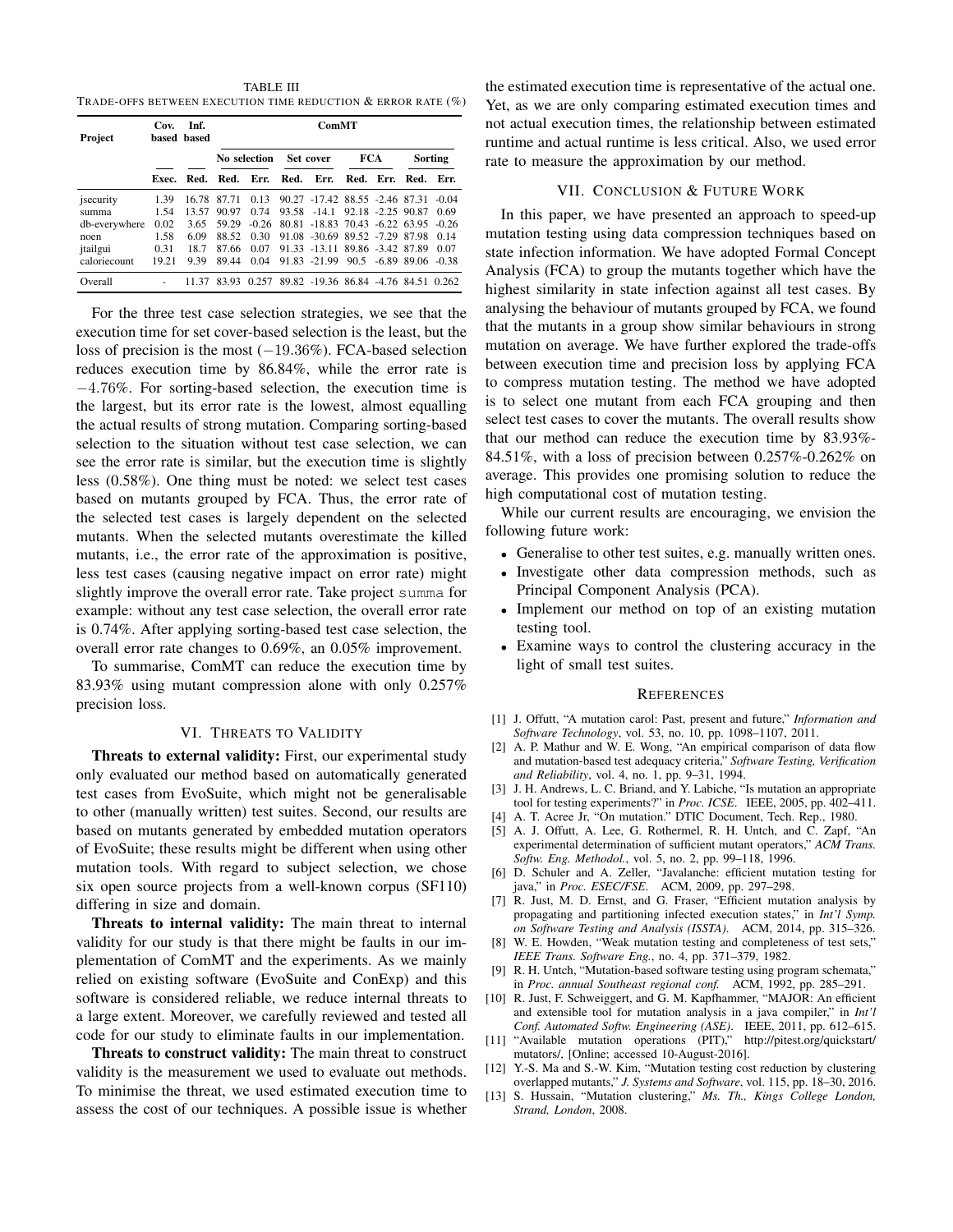TABLE III
TRADE-OFFS BETWEEN EXECUTION TIME REDUCTION & ERROR RATE (%)

| Project | Cov. based | Inf. based | ComMT | | | | | | | |
|---|---|---|---|---|---|---|---|---|---|---|
| | | | No selection | | Set cover | | FCA | | Sorting | |
| | Exec. | Red. | Red. | Err. | Red. | Err. | Red. | Err. | Red. | Err. |
| jsecurity | 1.39 | 16.78 | 87.71 | 0.13 | 90.27 | -17.42 | 88.55 | -2.46 | 87.31 | -0.04 |
| summa | 1.54 | 13.57 | 90.97 | 0.74 | 93.58 | -14.1 | 92.18 | -2.25 | 90.87 | 0.69 |
| db-everywhere | 0.02 | 3.65 | 59.29 | -0.26 | 80.81 | -18.83 | 70.43 | -6.22 | 63.95 | -0.26 |
| noen | 1.58 | 6.09 | 88.52 | 0.30 | 91.08 | -30.69 | 89.52 | -7.29 | 87.98 | 0.14 |
| jtailgui | 0.31 | 18.7 | 87.66 | 0.07 | 91.33 | -13.11 | 89.86 | -3.42 | 87.89 | 0.07 |
| caloriecount | 19.21 | 9.39 | 89.44 | 0.04 | 91.83 | -21.99 | 90.5 | -6.89 | 89.06 | -0.38 |
| Overall | - | 11.37 | 83.93 | 0.257 | 89.82 | -19.36 | 86.84 | -4.76 | 84.51 | 0.262 |

For the three test case selection strategies, we see that the execution time for set cover-based selection is the least, but the loss of precision is the most ($-19.36\%$). FCA-based selection reduces execution time by 86.84%, while the error rate is $-4.76\%$. For sorting-based selection, the execution time is the largest, but its error rate is the lowest, almost equalling the actual results of strong mutation. Comparing sorting-based selection to the situation without test case selection, we can see the error rate is similar, but the execution time is slightly less (0.58%). One thing must be noted: we select test cases based on mutants grouped by FCA. Thus, the error rate of the selected test cases is largely dependent on the selected mutants. When the selected mutants overestimate the killed mutants, i.e., the error rate of the approximation is positive, less test cases (causing negative impact on error rate) might slightly improve the overall error rate. Take project `summa` for example: without any test case selection, the overall error rate is 0.74%. After applying sorting-based test case selection, the overall error rate changes to 0.69%, an 0.05% improvement.

To summarise, ComMT can reduce the execution time by 83.93% using mutant compression alone with only 0.257% precision loss.

## VI. Threats to Validity

**Threats to external validity:** First, our experimental study only evaluated our method based on automatically generated test cases from EvoSuite, which might not be generalisable to other (manually written) test suites. Second, our results are based on mutants generated by embedded mutation operators of EvoSuite; these results might be different when using other mutation tools. With regard to subject selection, we chose six open source projects from a well-known corpus (SF110) differing in size and domain.

**Threats to internal validity:** The main threat to internal validity for our study is that there might be faults in our implementation of ComMT and the experiments. As we mainly relied on existing software (EvoSuite and ConExp) and this software is considered reliable, we reduce internal threats to a large extent. Moreover, we carefully reviewed and tested all code for our study to eliminate faults in our implementation.

**Threats to construct validity:** The main threat to construct validity is the measurement we used to evaluate out methods. To minimise the threat, we used estimated execution time to assess the cost of our techniques. A possible issue is whether the estimated execution time is representative of the actual one. Yet, as we are only comparing estimated execution times and not actual execution times, the relationship between estimated runtime and actual runtime is less critical. Also, we used error rate to measure the approximation by our method.

## VII. Conclusion & Future Work

In this paper, we have presented an approach to speed-up mutation testing using data compression techniques based on state infection information. We have adopted Formal Concept Analysis (FCA) to group the mutants together which have the highest similarity in state infection against all test cases. By analysing the behaviour of mutants grouped by FCA, we found that the mutants in a group show similar behaviours in strong mutation on average. We have further explored the trade-offs between execution time and precision loss by applying FCA to compress mutation testing. The method we have adopted is to select one mutant from each FCA grouping and then select test cases to cover the mutants. The overall results show that our method can reduce the execution time by 83.93%-84.51%, with a loss of precision between 0.257%-0.262% on average. This provides one promising solution to reduce the high computational cost of mutation testing.

While our current results are encouraging, we envision the following future work:

- Generalise to other test suites, e.g. manually written ones.
- Investigate other data compression methods, such as Principal Component Analysis (PCA).
- Implement our method on top of an existing mutation testing tool.
- Examine ways to control the clustering accuracy in the light of small test suites.

## References

[1] J. Offutt, "A mutation carol: Past, present and future," *Information and Software Technology*, vol. 53, no. 10, pp. 1098–1107, 2011.

[2] A. P. Mathur and W. E. Wong, "An empirical comparison of data flow and mutation-based test adequacy criteria," *Software Testing, Verification and Reliability*, vol. 4, no. 1, pp. 9–31, 1994.

[3] J. H. Andrews, L. C. Briand, and Y. Labiche, "Is mutation an appropriate tool for testing experiments?" in *Proc. ICSE*. IEEE, 2005, pp. 402–411.

[4] A. T. Acree Jr, "On mutation." DTIC Document, Tech. Rep., 1980.

[5] A. J. Offutt, A. Lee, G. Rothermel, R. H. Untch, and C. Zapf, "An experimental determination of sufficient mutant operators," *ACM Trans. Softw. Eng. Methodol.*, vol. 5, no. 2, pp. 99–118, 1996.

[6] D. Schuler and A. Zeller, "Javalanche: efficient mutation testing for java," in *Proc. ESEC/FSE*. ACM, 2009, pp. 297–298.

[7] R. Just, M. D. Ernst, and G. Fraser, "Efficient mutation analysis by propagating and partitioning infected execution states," in *Int'l Symp. on Software Testing and Analysis (ISSTA)*. ACM, 2014, pp. 315–326.

[8] W. E. Howden, "Weak mutation testing and completeness of test sets," *IEEE Trans. Software Eng.*, no. 4, pp. 371–379, 1982.

[9] R. H. Untch, "Mutation-based software testing using program schemata," in *Proc. annual Southeast regional conf.* ACM, 1992, pp. 285–291.

[10] R. Just, F. Schweiggert, and G. M. Kapfhammer, "MAJOR: An efficient and extensible tool for mutation analysis in a java compiler," in *Int'l Conf. Automated Softw. Engineering (ASE)*. IEEE, 2011, pp. 612–615.

[11] "Available mutation operations (PIT)," http://pitest.org/quickstart/mutators/, [Online; accessed 10-August-2016].

[12] Y.-S. Ma and S.-W. Kim, "Mutation testing cost reduction by clustering overlapped mutants," *J. Systems and Software*, vol. 115, pp. 18–30, 2016.

[13] S. Hussain, "Mutation clustering," *Ms. Th., Kings College London, Strand, London*, 2008.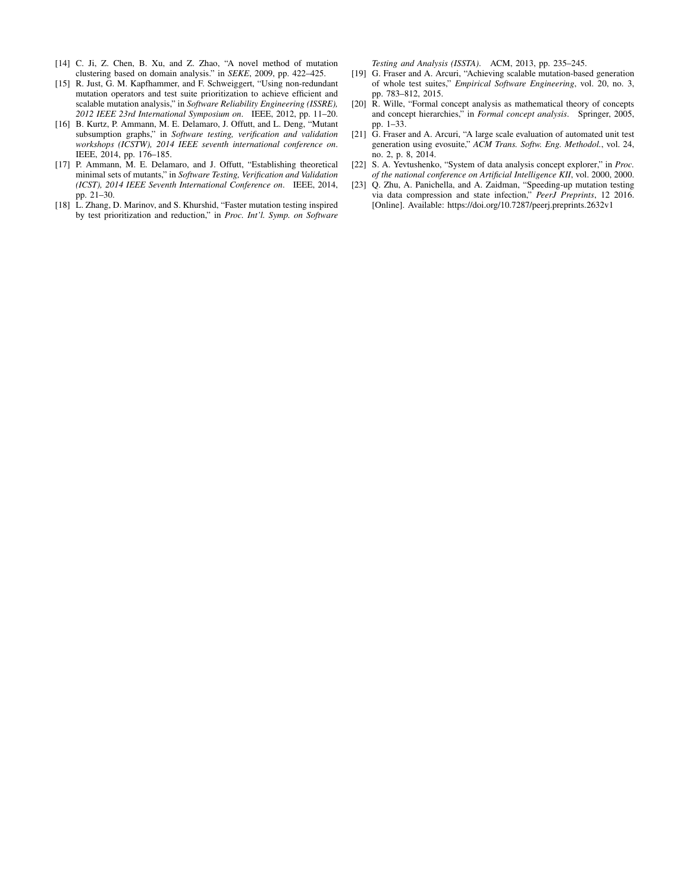[14] C. Ji, Z. Chen, B. Xu, and Z. Zhao, "A novel method of mutation clustering based on domain analysis." in *SEKE*, 2009, pp. 422–425.

[15] R. Just, G. M. Kapfhammer, and F. Schweiggert, "Using non-redundant mutation operators and test suite prioritization to achieve efficient and scalable mutation analysis," in *Software Reliability Engineering (ISSRE), 2012 IEEE 23rd International Symposium on*. IEEE, 2012, pp. 11–20.

[16] B. Kurtz, P. Ammann, M. E. Delamaro, J. Offutt, and L. Deng, "Mutant subsumption graphs," in *Software testing, verification and validation workshops (ICSTW), 2014 IEEE seventh international conference on*. IEEE, 2014, pp. 176–185.

[17] P. Ammann, M. E. Delamaro, and J. Offutt, "Establishing theoretical minimal sets of mutants," in *Software Testing, Verification and Validation (ICST), 2014 IEEE Seventh International Conference on*. IEEE, 2014, pp. 21–30.

[18] L. Zhang, D. Marinov, and S. Khurshid, "Faster mutation testing inspired by test prioritization and reduction," in *Proc. Int'l. Symp. on Software Testing and Analysis (ISSTA)*. ACM, 2013, pp. 235–245.

[19] G. Fraser and A. Arcuri, "Achieving scalable mutation-based generation of whole test suites," *Empirical Software Engineering*, vol. 20, no. 3, pp. 783–812, 2015.

[20] R. Wille, "Formal concept analysis as mathematical theory of concepts and concept hierarchies," in *Formal concept analysis*. Springer, 2005, pp. 1–33.

[21] G. Fraser and A. Arcuri, "A large scale evaluation of automated unit test generation using evosuite," *ACM Trans. Softw. Eng. Methodol.*, vol. 24, no. 2, p. 8, 2014.

[22] S. A. Yevtushenko, "System of data analysis concept explorer," in *Proc. of the national conference on Artificial Intelligence KII*, vol. 2000, 2000.

[23] Q. Zhu, A. Panichella, and A. Zaidman, "Speeding-up mutation testing via data compression and state infection," *PeerJ Preprints*, 12 2016. [Online]. Available: https://doi.org/10.7287/peerj.preprints.2632v1